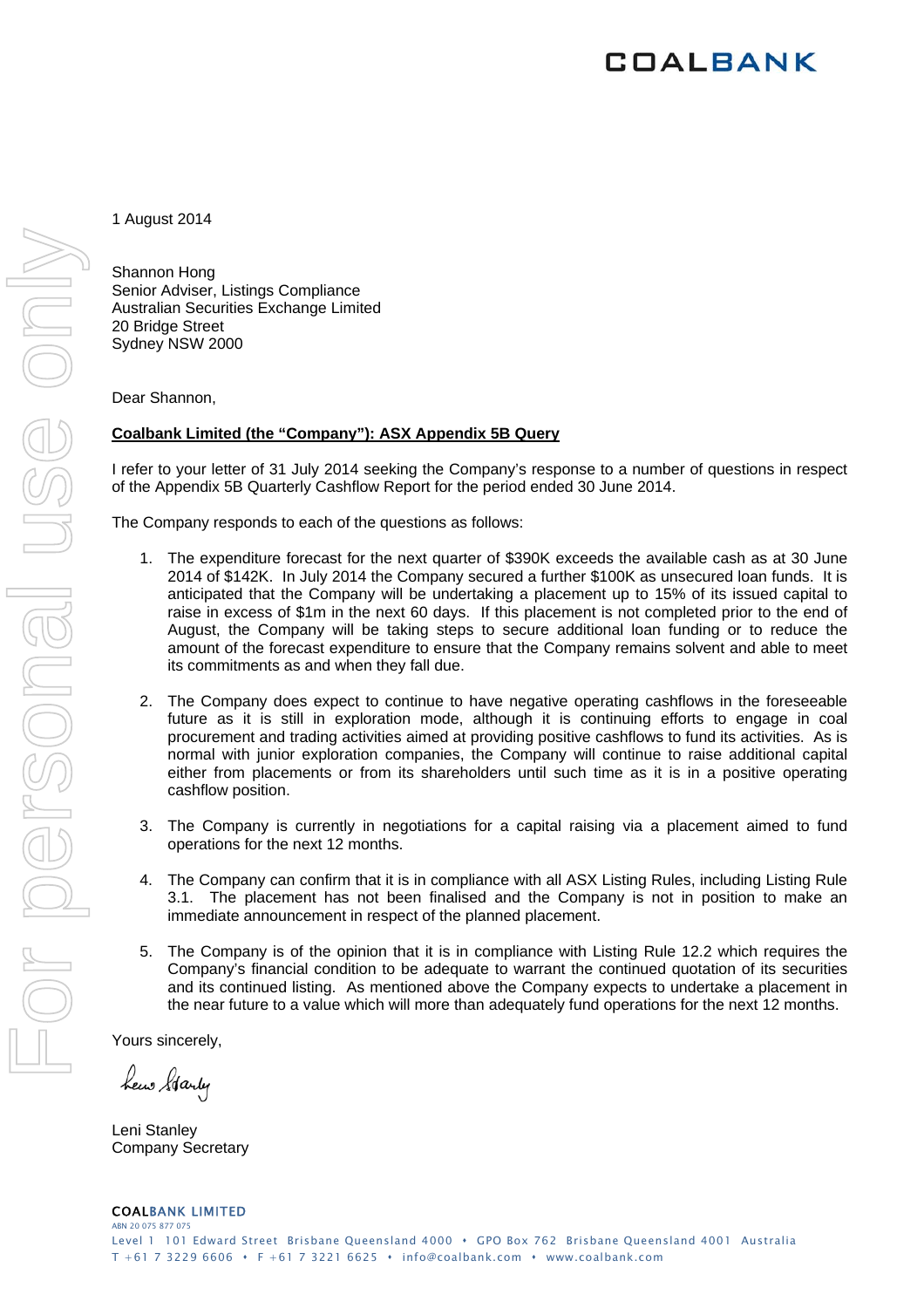COALBANK

1 August 2014

Shannon Hong
Senior Adviser, Listings Compliance
Australian Securities Exchange Limited
20 Bridge Street
Sydney NSW 2000

Dear Shannon,

**Coalbank Limited (the "Company"): ASX Appendix 5B Query**

I refer to your letter of 31 July 2014 seeking the Company's response to a number of questions in respect of the Appendix 5B Quarterly Cashflow Report for the period ended 30 June 2014.

The Company responds to each of the questions as follows:

1. The expenditure forecast for the next quarter of $390K exceeds the available cash as at 30 June 2014 of $142K. In July 2014 the Company secured a further $100K as unsecured loan funds. It is anticipated that the Company will be undertaking a placement up to 15% of its issued capital to raise in excess of $1m in the next 60 days. If this placement is not completed prior to the end of August, the Company will be taking steps to secure additional loan funding or to reduce the amount of the forecast expenditure to ensure that the Company remains solvent and able to meet its commitments as and when they fall due.

2. The Company does expect to continue to have negative operating cashflows in the foreseeable future as it is still in exploration mode, although it is continuing efforts to engage in coal procurement and trading activities aimed at providing positive cashflows to fund its activities. As is normal with junior exploration companies, the Company will continue to raise additional capital either from placements or from its shareholders until such time as it is in a positive operating cashflow position.

3. The Company is currently in negotiations for a capital raising via a placement aimed to fund operations for the next 12 months.

4. The Company can confirm that it is in compliance with all ASX Listing Rules, including Listing Rule 3.1. The placement has not been finalised and the Company is not in position to make an immediate announcement in respect of the planned placement.

5. The Company is of the opinion that it is in compliance with Listing Rule 12.2 which requires the Company's financial condition to be adequate to warrant the continued quotation of its securities and its continued listing. As mentioned above the Company expects to undertake a placement in the near future to a value which will more than adequately fund operations for the next 12 months.

Yours sincerely,

Leni Stanley
Company Secretary

COALBANK LIMITED
ABN 20 075 877 075
Level 1 101 Edward Street Brisbane Queensland 4000 • GPO Box 762 Brisbane Queensland 4001 Australia
T +61 7 3229 6606 • F +61 7 3221 6625 • info@coalbank.com • www.coalbank.com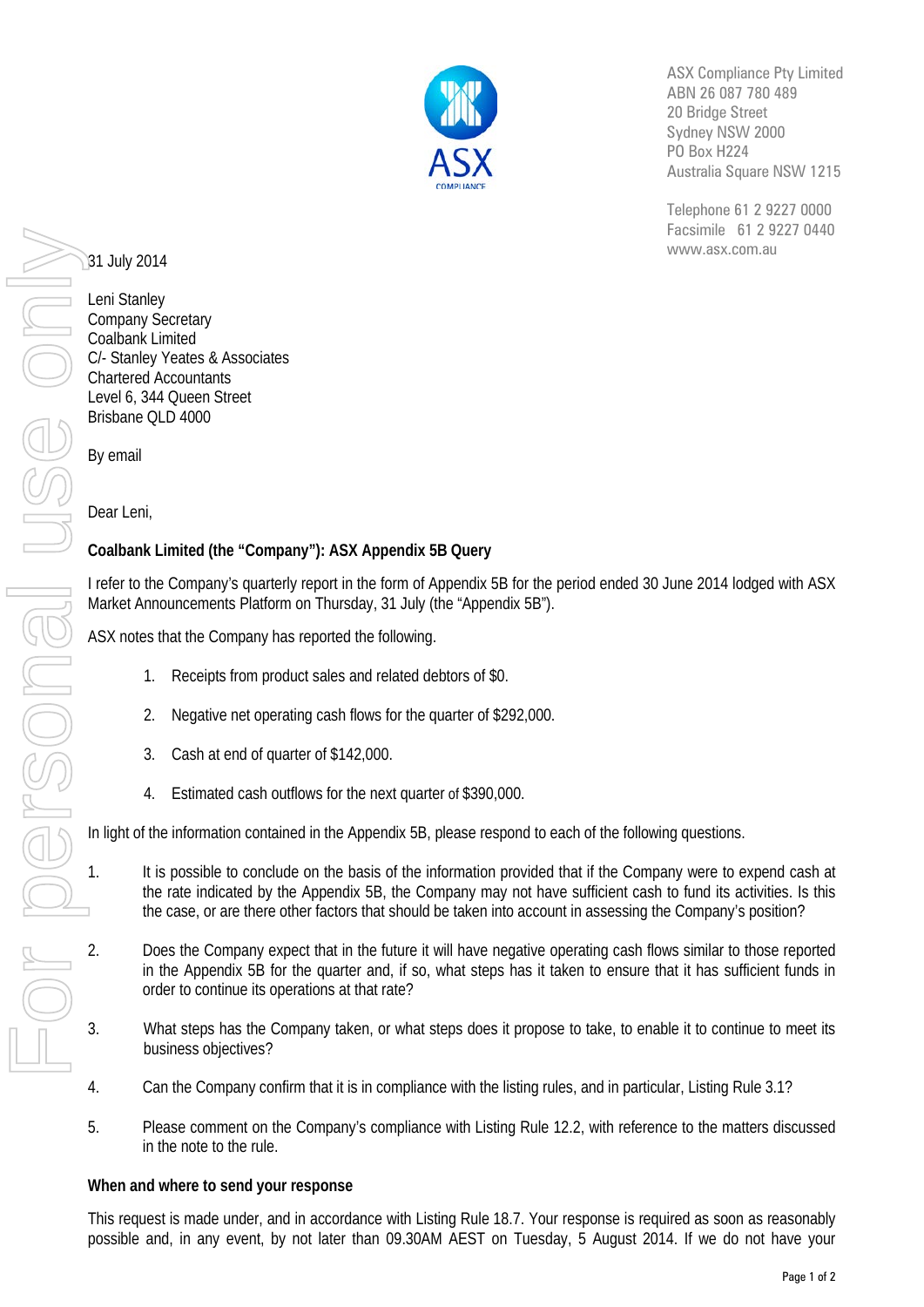ASX Compliance Pty Limited
ABN 26 087 780 489
20 Bridge Street
Sydney NSW 2000
PO Box H224
Australia Square NSW 1215

Telephone 61 2 9227 0000
Facsimile 61 2 9227 0440
www.asx.com.au

31 July 2014

Leni Stanley
Company Secretary
Coalbank Limited
C/- Stanley Yeates & Associates
Chartered Accountants
Level 6, 344 Queen Street
Brisbane QLD 4000

By email

Dear Leni,

**Coalbank Limited (the "Company"): ASX Appendix 5B Query**

I refer to the Company's quarterly report in the form of Appendix 5B for the period ended 30 June 2014 lodged with ASX Market Announcements Platform on Thursday, 31 July (the "Appendix 5B").

ASX notes that the Company has reported the following.

1. Receipts from product sales and related debtors of $0.
2. Negative net operating cash flows for the quarter of $292,000.
3. Cash at end of quarter of $142,000.
4. Estimated cash outflows for the next quarter of $390,000.

In light of the information contained in the Appendix 5B, please respond to each of the following questions.

1. It is possible to conclude on the basis of the information provided that if the Company were to expend cash at the rate indicated by the Appendix 5B, the Company may not have sufficient cash to fund its activities. Is this the case, or are there other factors that should be taken into account in assessing the Company's position?
2. Does the Company expect that in the future it will have negative operating cash flows similar to those reported in the Appendix 5B for the quarter and, if so, what steps has it taken to ensure that it has sufficient funds in order to continue its operations at that rate?
3. What steps has the Company taken, or what steps does it propose to take, to enable it to continue to meet its business objectives?
4. Can the Company confirm that it is in compliance with the listing rules, and in particular, Listing Rule 3.1?
5. Please comment on the Company's compliance with Listing Rule 12.2, with reference to the matters discussed in the note to the rule.

**When and where to send your response**

This request is made under, and in accordance with Listing Rule 18.7. Your response is required as soon as reasonably possible and, in any event, by not later than 09.30AM AEST on Tuesday, 5 August 2014. If we do not have your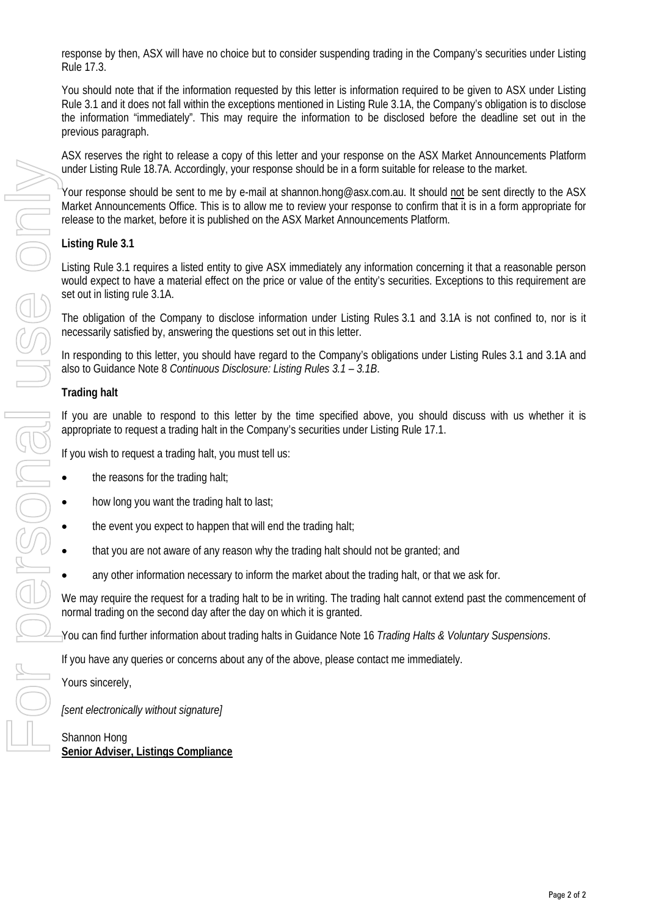response by then, ASX will have no choice but to consider suspending trading in the Company's securities under Listing Rule 17.3.

You should note that if the information requested by this letter is information required to be given to ASX under Listing Rule 3.1 and it does not fall within the exceptions mentioned in Listing Rule 3.1A, the Company's obligation is to disclose the information "immediately". This may require the information to be disclosed before the deadline set out in the previous paragraph.

ASX reserves the right to release a copy of this letter and your response on the ASX Market Announcements Platform under Listing Rule 18.7A. Accordingly, your response should be in a form suitable for release to the market.

Your response should be sent to me by e-mail at shannon.hong@asx.com.au. It should not be sent directly to the ASX Market Announcements Office. This is to allow me to review your response to confirm that it is in a form appropriate for release to the market, before it is published on the ASX Market Announcements Platform.

**Listing Rule 3.1**

Listing Rule 3.1 requires a listed entity to give ASX immediately any information concerning it that a reasonable person would expect to have a material effect on the price or value of the entity's securities. Exceptions to this requirement are set out in listing rule 3.1A.

The obligation of the Company to disclose information under Listing Rules 3.1 and 3.1A is not confined to, nor is it necessarily satisfied by, answering the questions set out in this letter.

In responding to this letter, you should have regard to the Company's obligations under Listing Rules 3.1 and 3.1A and also to Guidance Note 8 *Continuous Disclosure: Listing Rules 3.1 – 3.1B*.

**Trading halt**

If you are unable to respond to this letter by the time specified above, you should discuss with us whether it is appropriate to request a trading halt in the Company's securities under Listing Rule 17.1.

If you wish to request a trading halt, you must tell us:

- the reasons for the trading halt;
- how long you want the trading halt to last;
- the event you expect to happen that will end the trading halt;
- that you are not aware of any reason why the trading halt should not be granted; and
- any other information necessary to inform the market about the trading halt, or that we ask for.

We may require the request for a trading halt to be in writing. The trading halt cannot extend past the commencement of normal trading on the second day after the day on which it is granted.

You can find further information about trading halts in Guidance Note 16 *Trading Halts & Voluntary Suspensions*.

If you have any queries or concerns about any of the above, please contact me immediately.

Yours sincerely,

*[sent electronically without signature]*

Shannon Hong
**Senior Adviser, Listings Compliance**